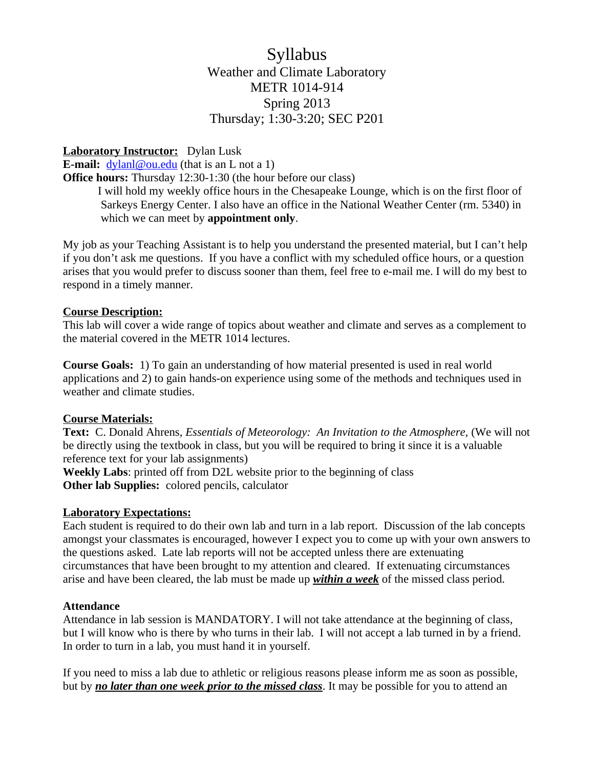# Syllabus

## Weather and Climate Laboratory
## METR 1014-914
## Spring 2013
## Thursday; 1:30-3:20; SEC P201

**Laboratory Instructor:** Dylan Lusk
**E-mail:** dylanl@ou.edu (that is an L not a 1)
**Office hours:** Thursday 12:30-1:30 (the hour before our class)
I will hold my weekly office hours in the Chesapeake Lounge, which is on the first floor of Sarkeys Energy Center. I also have an office in the National Weather Center (rm. 5340) in which we can meet by **appointment only**.

My job as your Teaching Assistant is to help you understand the presented material, but I can't help if you don't ask me questions. If you have a conflict with my scheduled office hours, or a question arises that you would prefer to discuss sooner than them, feel free to e-mail me. I will do my best to respond in a timely manner.

**Course Description:**
This lab will cover a wide range of topics about weather and climate and serves as a complement to the material covered in the METR 1014 lectures.

**Course Goals:** 1) To gain an understanding of how material presented is used in real world applications and 2) to gain hands-on experience using some of the methods and techniques used in weather and climate studies.

**Course Materials:**
**Text:** C. Donald Ahrens, *Essentials of Meteorology: An Invitation to the Atmosphere*, (We will not be directly using the textbook in class, but you will be required to bring it since it is a valuable reference text for your lab assignments)
**Weekly Labs**: printed off from D2L website prior to the beginning of class
**Other lab Supplies:** colored pencils, calculator

**Laboratory Expectations:**
Each student is required to do their own lab and turn in a lab report. Discussion of the lab concepts amongst your classmates is encouraged, however I expect you to come up with your own answers to the questions asked. Late lab reports will not be accepted unless there are extenuating circumstances that have been brought to my attention and cleared. If extenuating circumstances arise and have been cleared, the lab must be made up ***within a week*** of the missed class period.

**Attendance**
Attendance in lab session is MANDATORY. I will not take attendance at the beginning of class, but I will know who is there by who turns in their lab. I will not accept a lab turned in by a friend. In order to turn in a lab, you must hand it in yourself.

If you need to miss a lab due to athletic or religious reasons please inform me as soon as possible, but by ***no later than one week prior to the missed class***. It may be possible for you to attend an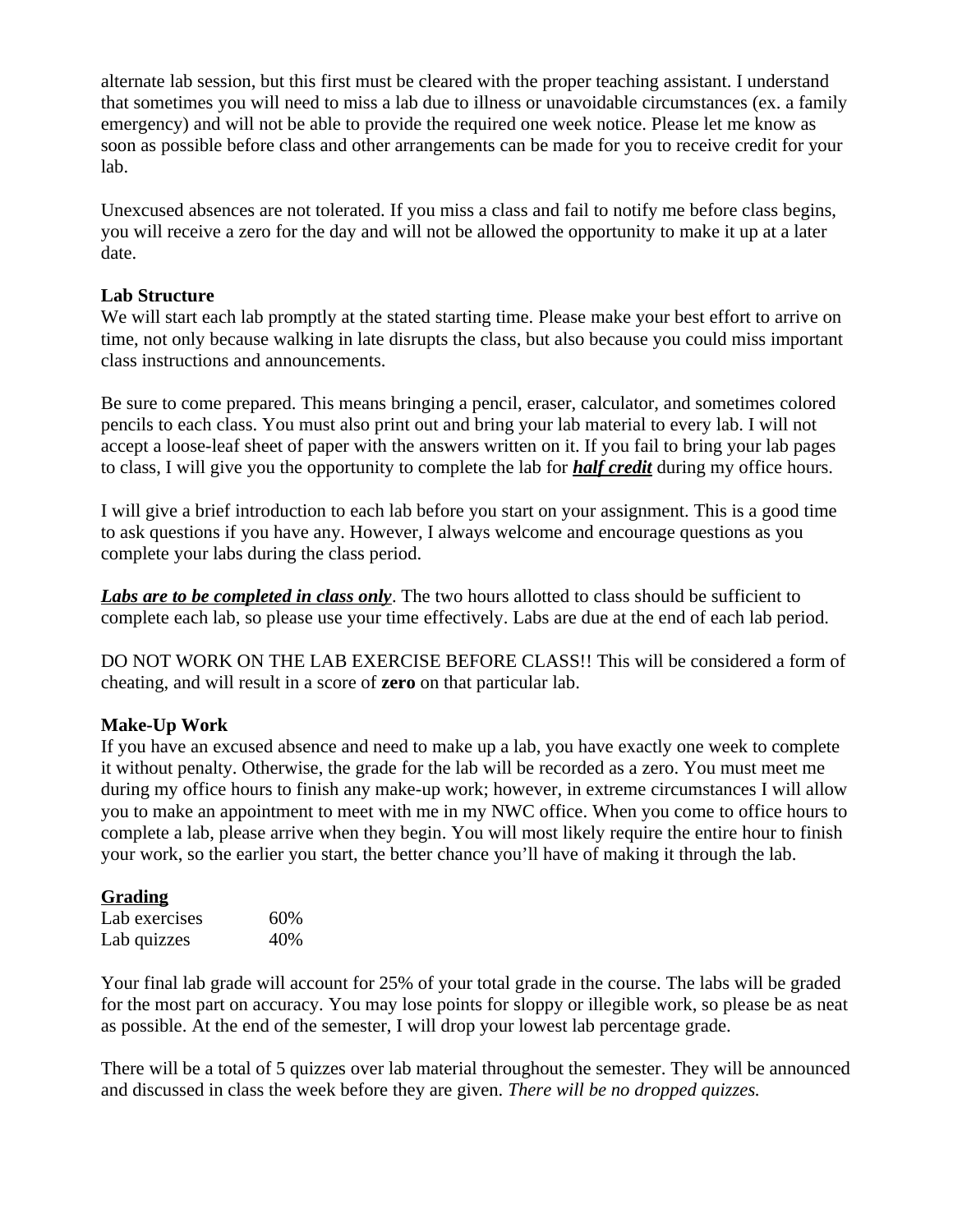alternate lab session, but this first must be cleared with the proper teaching assistant. I understand that sometimes you will need to miss a lab due to illness or unavoidable circumstances (ex. a family emergency) and will not be able to provide the required one week notice. Please let me know as soon as possible before class and other arrangements can be made for you to receive credit for your lab.

Unexcused absences are not tolerated. If you miss a class and fail to notify me before class begins, you will receive a zero for the day and will not be allowed the opportunity to make it up at a later date.

**Lab Structure**

We will start each lab promptly at the stated starting time. Please make your best effort to arrive on time, not only because walking in late disrupts the class, but also because you could miss important class instructions and announcements.

Be sure to come prepared. This means bringing a pencil, eraser, calculator, and sometimes colored pencils to each class. You must also print out and bring your lab material to every lab. I will not accept a loose-leaf sheet of paper with the answers written on it. If you fail to bring your lab pages to class, I will give you the opportunity to complete the lab for <u>***half credit***</u> during my office hours.

I will give a brief introduction to each lab before you start on your assignment. This is a good time to ask questions if you have any. However, I always welcome and encourage questions as you complete your labs during the class period.

<u>***Labs are to be completed in class only***</u>. The two hours allotted to class should be sufficient to complete each lab, so please use your time effectively. Labs are due at the end of each lab period.

DO NOT WORK ON THE LAB EXERCISE BEFORE CLASS!! This will be considered a form of cheating, and will result in a score of **zero** on that particular lab.

**Make-Up Work**

If you have an excused absence and need to make up a lab, you have exactly one week to complete it without penalty. Otherwise, the grade for the lab will be recorded as a zero. You must meet me during my office hours to finish any make-up work; however, in extreme circumstances I will allow you to make an appointment to meet with me in my NWC office. When you come to office hours to complete a lab, please arrive when they begin. You will most likely require the entire hour to finish your work, so the earlier you start, the better chance you'll have of making it through the lab.

<u>**Grading**</u>

| Lab exercises | 60% |
|---|---|
| Lab quizzes | 40% |

Your final lab grade will account for 25% of your total grade in the course. The labs will be graded for the most part on accuracy. You may lose points for sloppy or illegible work, so please be as neat as possible. At the end of the semester, I will drop your lowest lab percentage grade.

There will be a total of 5 quizzes over lab material throughout the semester. They will be announced and discussed in class the week before they are given. *There will be no dropped quizzes.*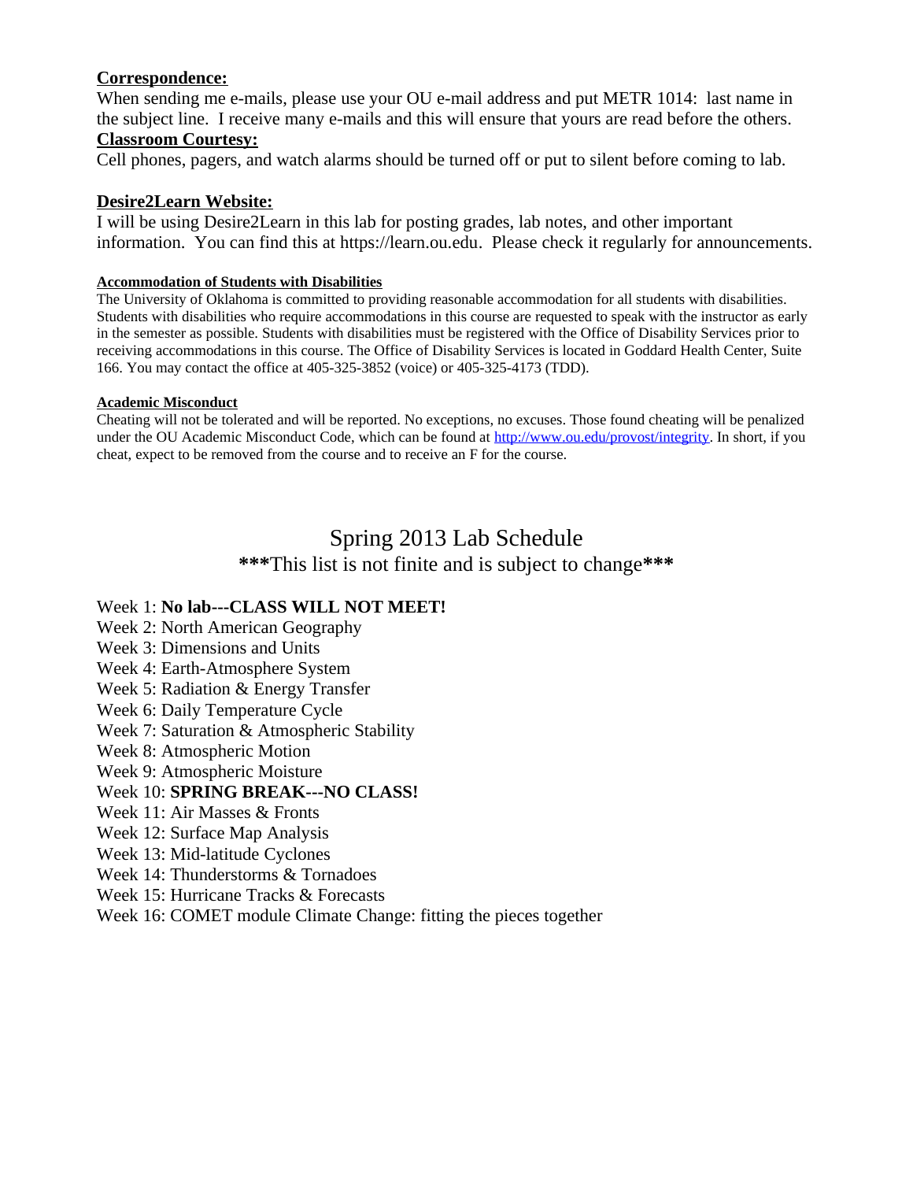**Correspondence:**

When sending me e-mails, please use your OU e-mail address and put METR 1014: last name in the subject line. I receive many e-mails and this will ensure that yours are read before the others.

**Classroom Courtesy:**

Cell phones, pagers, and watch alarms should be turned off or put to silent before coming to lab.

**Desire2Learn Website:**

I will be using Desire2Learn in this lab for posting grades, lab notes, and other important information. You can find this at https://learn.ou.edu. Please check it regularly for announcements.

**Accommodation of Students with Disabilities**

The University of Oklahoma is committed to providing reasonable accommodation for all students with disabilities. Students with disabilities who require accommodations in this course are requested to speak with the instructor as early in the semester as possible. Students with disabilities must be registered with the Office of Disability Services prior to receiving accommodations in this course. The Office of Disability Services is located in Goddard Health Center, Suite 166. You may contact the office at 405-325-3852 (voice) or 405-325-4173 (TDD).

**Academic Misconduct**

Cheating will not be tolerated and will be reported. No exceptions, no excuses. Those found cheating will be penalized under the OU Academic Misconduct Code, which can be found at http://www.ou.edu/provost/integrity. In short, if you cheat, expect to be removed from the course and to receive an F for the course.

# Spring 2013 Lab Schedule

**\*\*\***This list is not finite and is subject to change**\*\*\***

Week 1: **No lab---CLASS WILL NOT MEET!**
Week 2: North American Geography
Week 3: Dimensions and Units
Week 4: Earth-Atmosphere System
Week 5: Radiation & Energy Transfer
Week 6: Daily Temperature Cycle
Week 7: Saturation & Atmospheric Stability
Week 8: Atmospheric Motion
Week 9: Atmospheric Moisture
Week 10: **SPRING BREAK---NO CLASS!**
Week 11: Air Masses & Fronts
Week 12: Surface Map Analysis
Week 13: Mid-latitude Cyclones
Week 14: Thunderstorms & Tornadoes
Week 15: Hurricane Tracks & Forecasts
Week 16: COMET module Climate Change: fitting the pieces together